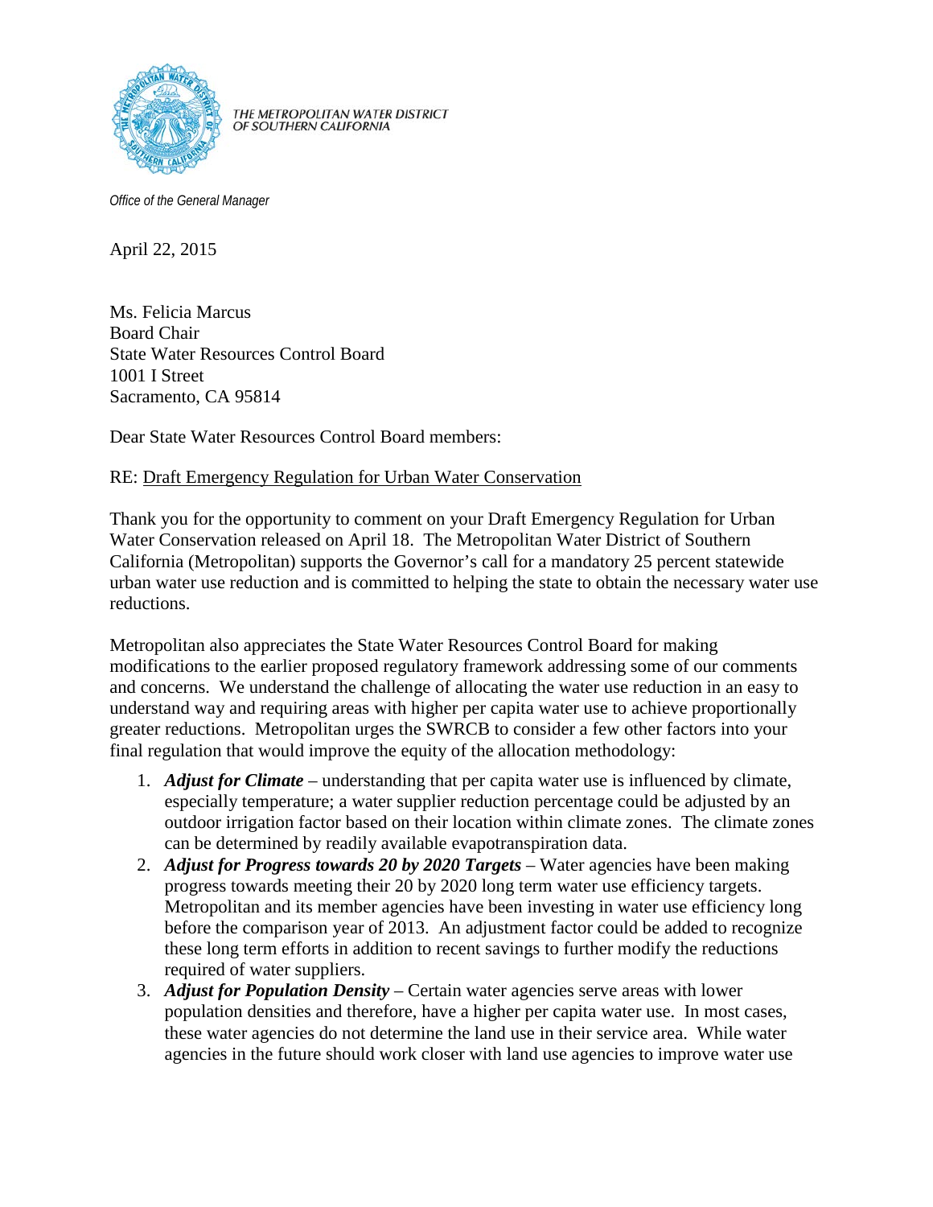THE METROPOLITAN WATER DISTRICT OF SOUTHERN CALIFORNIA

*Office of the General Manager*

April 22, 2015

Ms. Felicia Marcus
Board Chair
State Water Resources Control Board
1001 I Street
Sacramento, CA 95814

Dear State Water Resources Control Board members:

RE: Draft Emergency Regulation for Urban Water Conservation

Thank you for the opportunity to comment on your Draft Emergency Regulation for Urban Water Conservation released on April 18. The Metropolitan Water District of Southern California (Metropolitan) supports the Governor's call for a mandatory 25 percent statewide urban water use reduction and is committed to helping the state to obtain the necessary water use reductions.

Metropolitan also appreciates the State Water Resources Control Board for making modifications to the earlier proposed regulatory framework addressing some of our comments and concerns. We understand the challenge of allocating the water use reduction in an easy to understand way and requiring areas with higher per capita water use to achieve proportionally greater reductions. Metropolitan urges the SWRCB to consider a few other factors into your final regulation that would improve the equity of the allocation methodology:

1. ***Adjust for Climate*** – understanding that per capita water use is influenced by climate, especially temperature; a water supplier reduction percentage could be adjusted by an outdoor irrigation factor based on their location within climate zones. The climate zones can be determined by readily available evapotranspiration data.
2. ***Adjust for Progress towards 20 by 2020 Targets*** – Water agencies have been making progress towards meeting their 20 by 2020 long term water use efficiency targets. Metropolitan and its member agencies have been investing in water use efficiency long before the comparison year of 2013. An adjustment factor could be added to recognize these long term efforts in addition to recent savings to further modify the reductions required of water suppliers.
3. ***Adjust for Population Density*** – Certain water agencies serve areas with lower population densities and therefore, have a higher per capita water use. In most cases, these water agencies do not determine the land use in their service area. While water agencies in the future should work closer with land use agencies to improve water use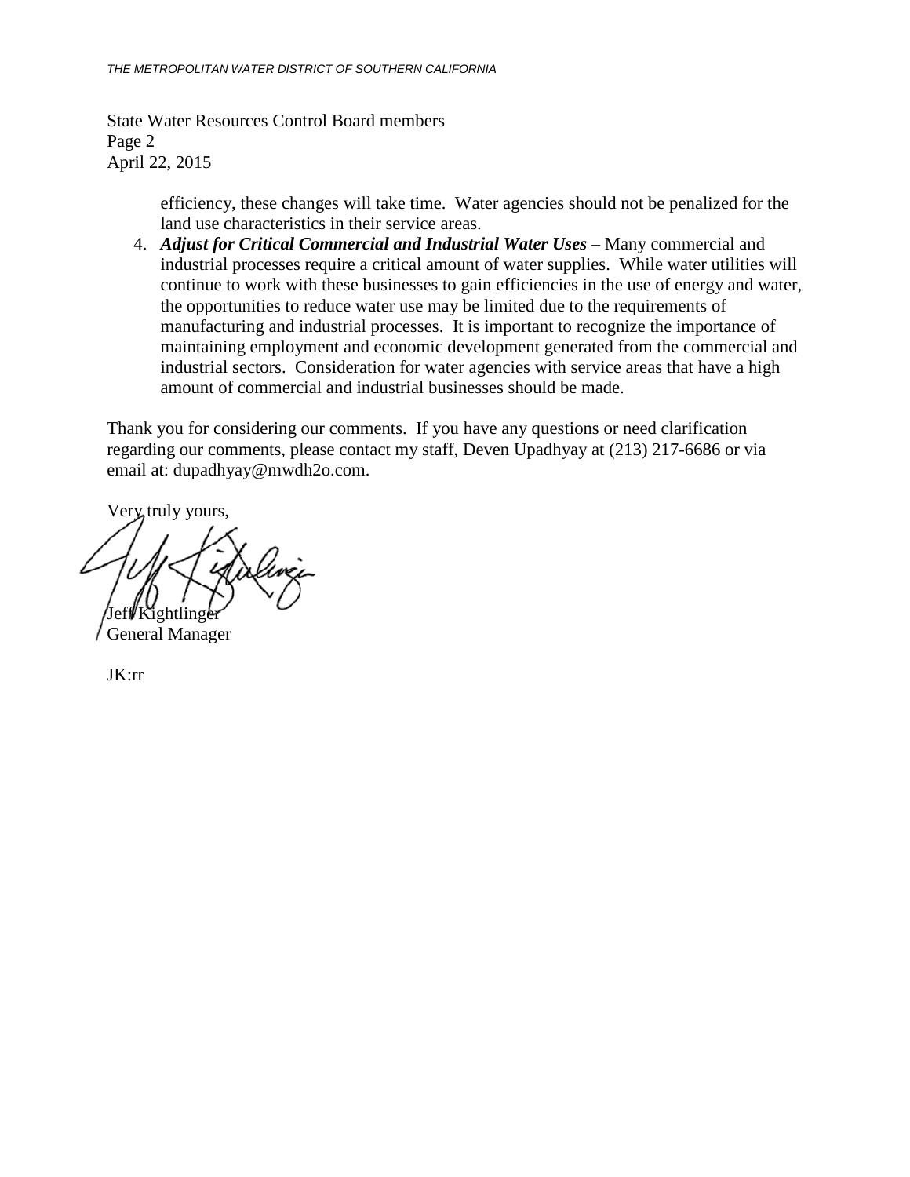State Water Resources Control Board members
Page 2
April 22, 2015

efficiency, these changes will take time. Water agencies should not be penalized for the land use characteristics in their service areas.

4. ***Adjust for Critical Commercial and Industrial Water Uses*** – Many commercial and industrial processes require a critical amount of water supplies. While water utilities will continue to work with these businesses to gain efficiencies in the use of energy and water, the opportunities to reduce water use may be limited due to the requirements of manufacturing and industrial processes. It is important to recognize the importance of maintaining employment and economic development generated from the commercial and industrial sectors. Consideration for water agencies with service areas that have a high amount of commercial and industrial businesses should be made.

Thank you for considering our comments. If you have any questions or need clarification regarding our comments, please contact my staff, Deven Upadhyay at (213) 217-6686 or via email at: dupadhyay@mwdh2o.com.

Very truly yours,

Jeff Kightlinger
General Manager

JK:rr